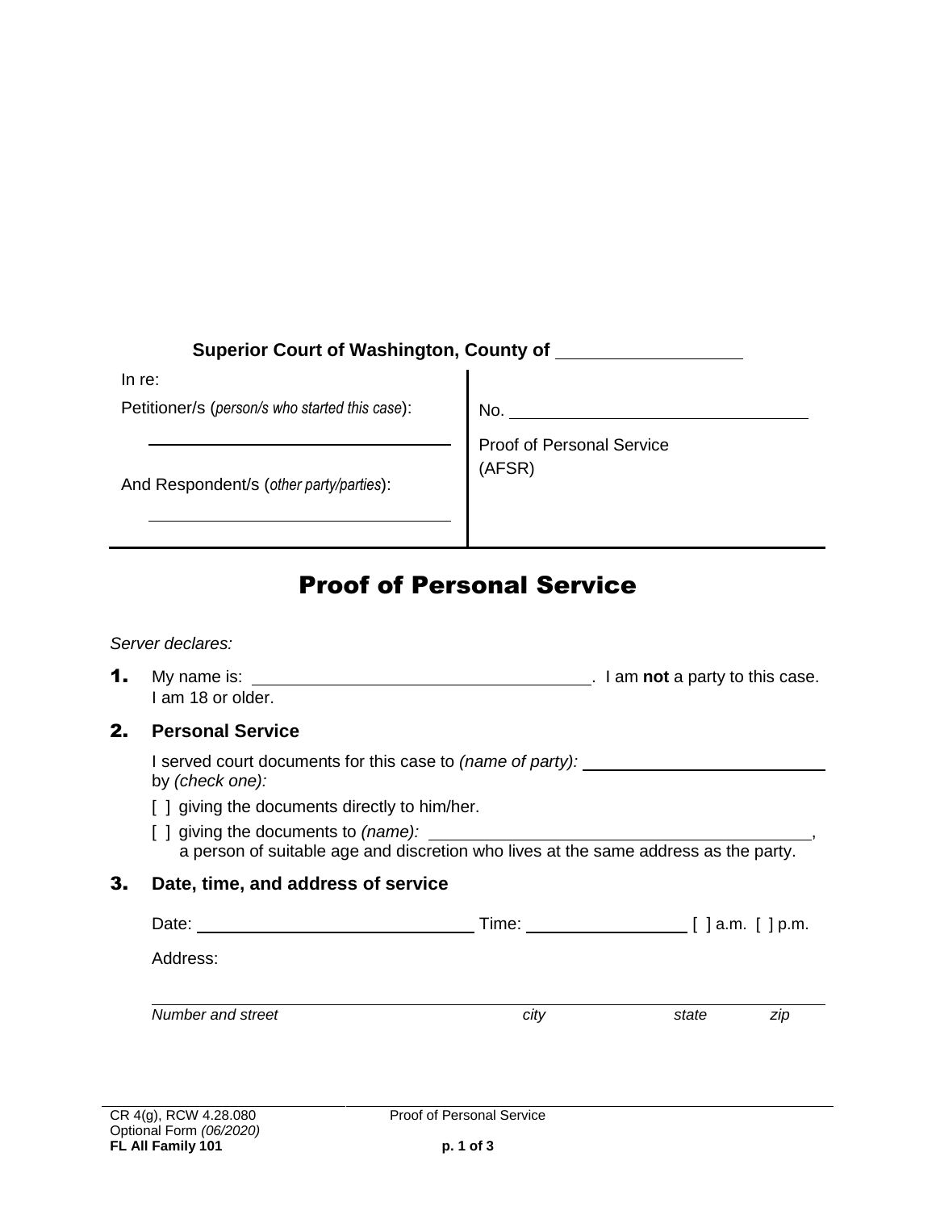**Superior Court of Washington, County of** ___________________

| In re: | |
| --- | --- |
| Petitioner/s (*person/s who started this case*): ______________________________ | No. ______________________________ |
| And Respondent/s (*other party/parties*): ______________________________ | Proof of Personal Service (AFSR) |

# Proof of Personal Service

*Server declares:*

**1.** My name is: ______________________________. I am **not** a party to this case. I am 18 or older.

## 2. Personal Service

I served court documents for this case to *(name of party):* ______________________ by *(check one):*

[ ] giving the documents directly to him/her.

[ ] giving the documents to *(name):* ______________________________, a person of suitable age and discretion who lives at the same address as the party.

## 3. Date, time, and address of service

Date: ______________________ Time: ______________ [ ] a.m. [ ] p.m.

Address:

______________________________________________________________

*Number and street* *city* *state* *zip*

CR 4(g), RCW 4.28.080
Optional Form *(06/2020)*
**FL All Family 101**

Proof of Personal Service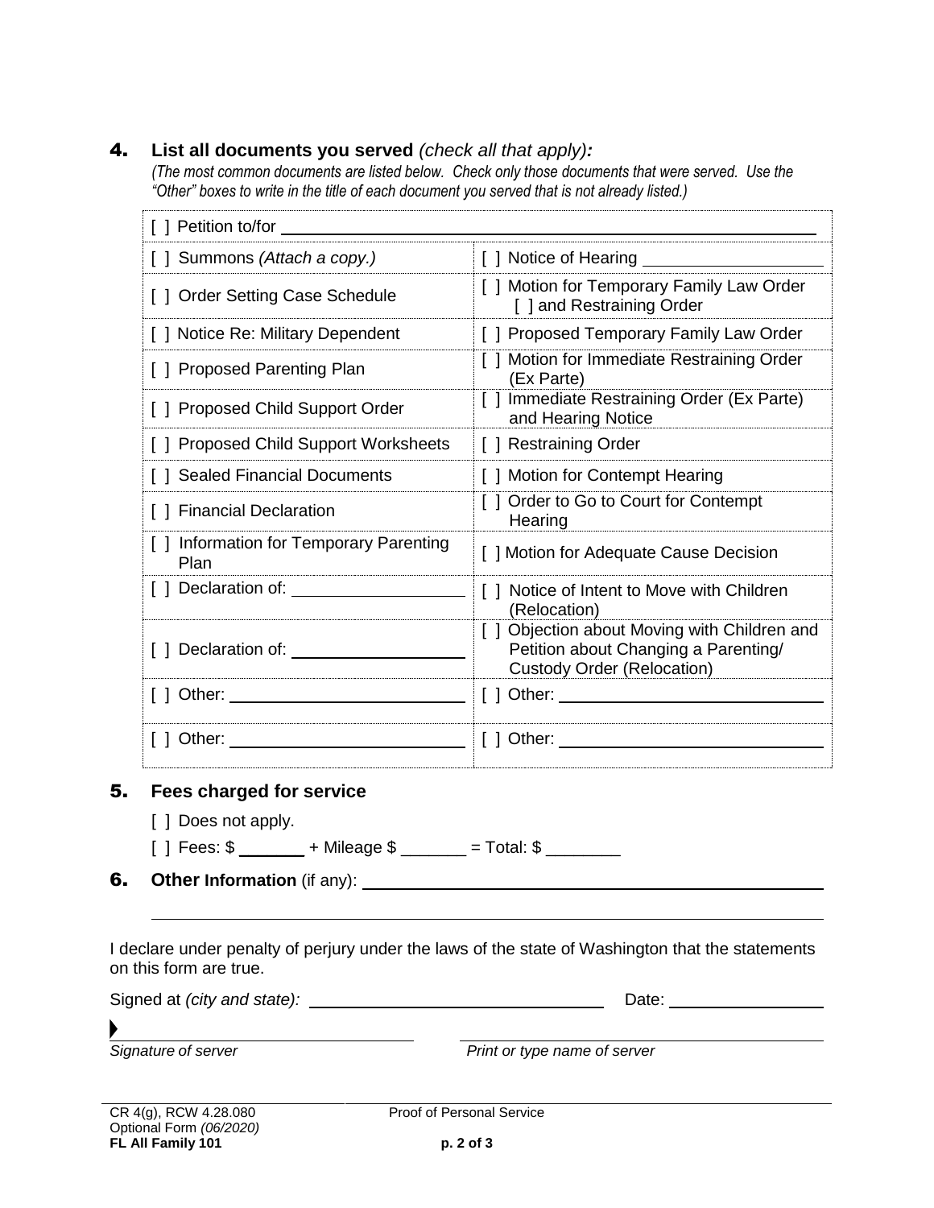## 4. List all documents you served *(check all that apply):*

*(The most common documents are listed below. Check only those documents that were served. Use the "Other" boxes to write in the title of each document you served that is not already listed.)*

| [ ] Petition to/for ______________________________ | |
|---|---|
| [ ] Summons *(Attach a copy.)* | [ ] Notice of Hearing ________________ |
| [ ] Order Setting Case Schedule | [ ] Motion for Temporary Family Law Order [ ] and Restraining Order |
| [ ] Notice Re: Military Dependent | [ ] Proposed Temporary Family Law Order |
| [ ] Proposed Parenting Plan | [ ] Motion for Immediate Restraining Order (Ex Parte) |
| [ ] Proposed Child Support Order | [ ] Immediate Restraining Order (Ex Parte) and Hearing Notice |
| [ ] Proposed Child Support Worksheets | [ ] Restraining Order |
| [ ] Sealed Financial Documents | [ ] Motion for Contempt Hearing |
| [ ] Financial Declaration | [ ] Order to Go to Court for Contempt Hearing |
| [ ] Information for Temporary Parenting Plan | [ ] Motion for Adequate Cause Decision |
| [ ] Declaration of: ________________ | [ ] Notice of Intent to Move with Children (Relocation) |
| [ ] Declaration of: ________________ | [ ] Objection about Moving with Children and Petition about Changing a Parenting/ Custody Order (Relocation) |
| [ ] Other: ______________________ | [ ] Other: ______________________ |
| [ ] Other: ______________________ | [ ] Other: ______________________ |

## 5. Fees charged for service

[ ] Does not apply.

[ ] Fees: $ _______ + Mileage $ _______ = Total: $ ________

## 6. Other Information (if any): ______________________________

______________________________________________________________

I declare under penalty of perjury under the laws of the state of Washington that the statements on this form are true.

Signed at *(city and state):* ______________________________ Date: ________________

______________________________ ______________________________

*Signature of server* *Print or type name of server*

CR 4(g), RCW 4.28.080
Optional Form *(06/2020)*
**FL All Family 101**

Proof of Personal Service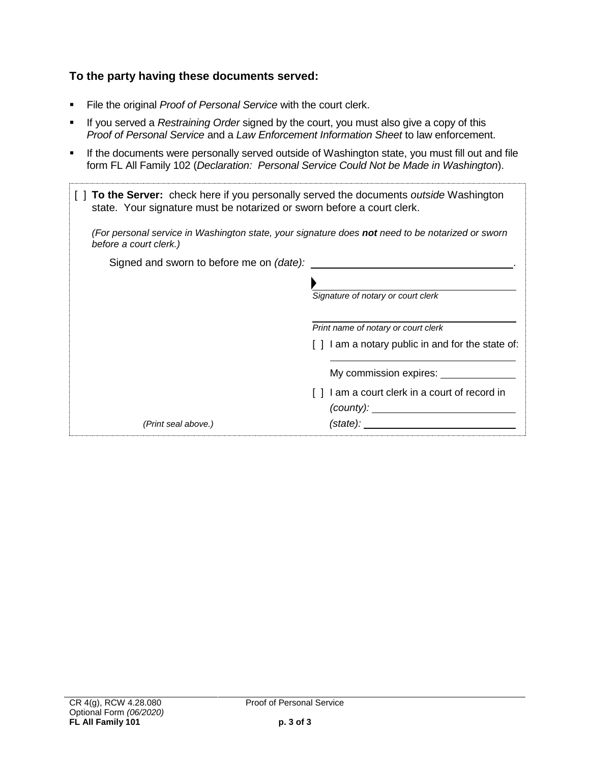## To the party having these documents served:

- File the original *Proof of Personal Service* with the court clerk.
- If you served a *Restraining Order* signed by the court, you must also give a copy of this *Proof of Personal Service* and a *Law Enforcement Information Sheet* to law enforcement.
- If the documents were personally served outside of Washington state, you must fill out and file form FL All Family 102 (*Declaration: Personal Service Could Not be Made in Washington*).

[ ] **To the Server:** check here if you personally served the documents *outside* Washington state. Your signature must be notarized or sworn before a court clerk.

*(For personal service in Washington state, your signature does **not** need to be notarized or sworn before a court clerk.)*

Signed and sworn to before me on *(date):* ______________________________.

______________________________
*Signature of notary or court clerk*

______________________________
*Print name of notary or court clerk*

[ ] I am a notary public in and for the state of:
______________________________

My commission expires: ____________

[ ] I am a court clerk in a court of record in
*(county):* ______________________
*(state):* ______________________

*(Print seal above.)*

CR 4(g), RCW 4.28.080
Optional Form *(06/2020)*
**FL All Family 101**

Proof of Personal Service